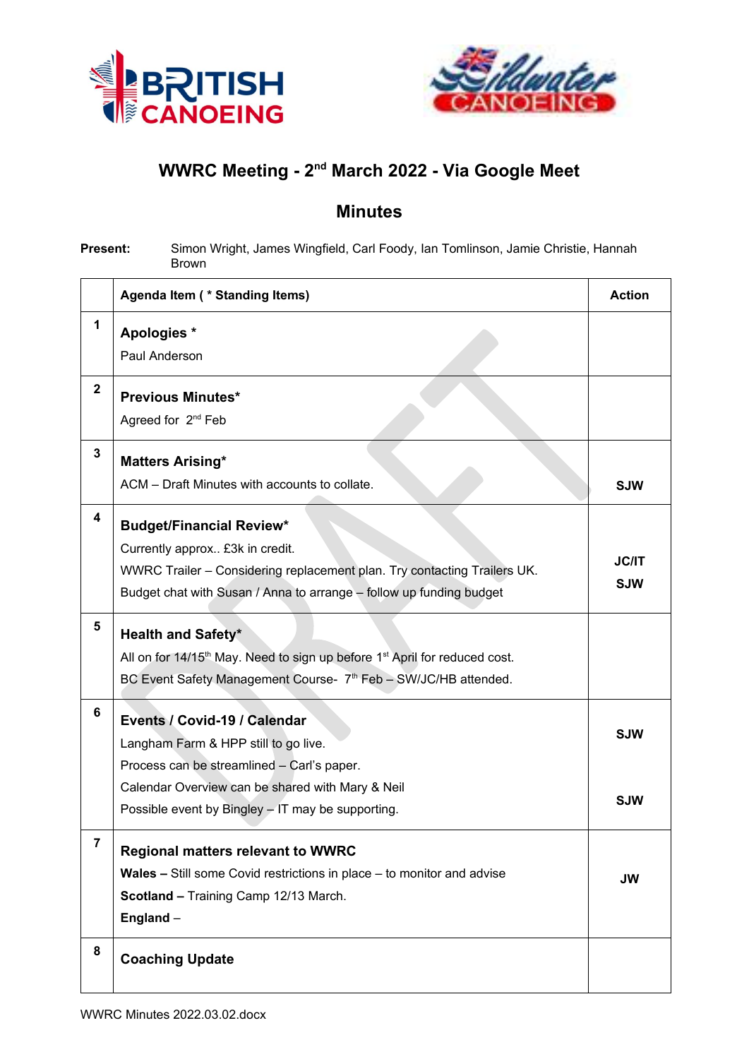# WWRC Meeting - 2nd March 2022 - Via Google Meet

## Minutes

**Present:** Simon Wright, James Wingfield, Carl Foody, Ian Tomlinson, Jamie Christie, Hannah Brown

| | Agenda Item ( * Standing Items) | Action |
|---|---|---|
| 1 | **Apologies \***<br>Paul Anderson | |
| 2 | **Previous Minutes\***<br>Agreed for 2nd Feb | |
| 3 | **Matters Arising\***<br>ACM – Draft Minutes with accounts to collate. | SJW |
| 4 | **Budget/Financial Review\***<br>Currently approx.. £3k in credit.<br>WWRC Trailer – Considering replacement plan. Try contacting Trailers UK.<br>Budget chat with Susan / Anna to arrange – follow up funding budget | JC/IT<br>SJW |
| 5 | **Health and Safety\***<br>All on for 14/15th May. Need to sign up before 1st April for reduced cost.<br>BC Event Safety Management Course- 7th Feb – SW/JC/HB attended. | |
| 6 | **Events / Covid-19 / Calendar**<br>Langham Farm & HPP still to go live.<br>Process can be streamlined – Carl's paper.<br>Calendar Overview can be shared with Mary & Neil<br>Possible event by Bingley – IT may be supporting. | SJW<br>SJW |
| 7 | **Regional matters relevant to WWRC**<br>**Wales –** Still some Covid restrictions in place – to monitor and advise<br>**Scotland –** Training Camp 12/13 March.<br>**England –** | JW |
| 8 | **Coaching Update** | |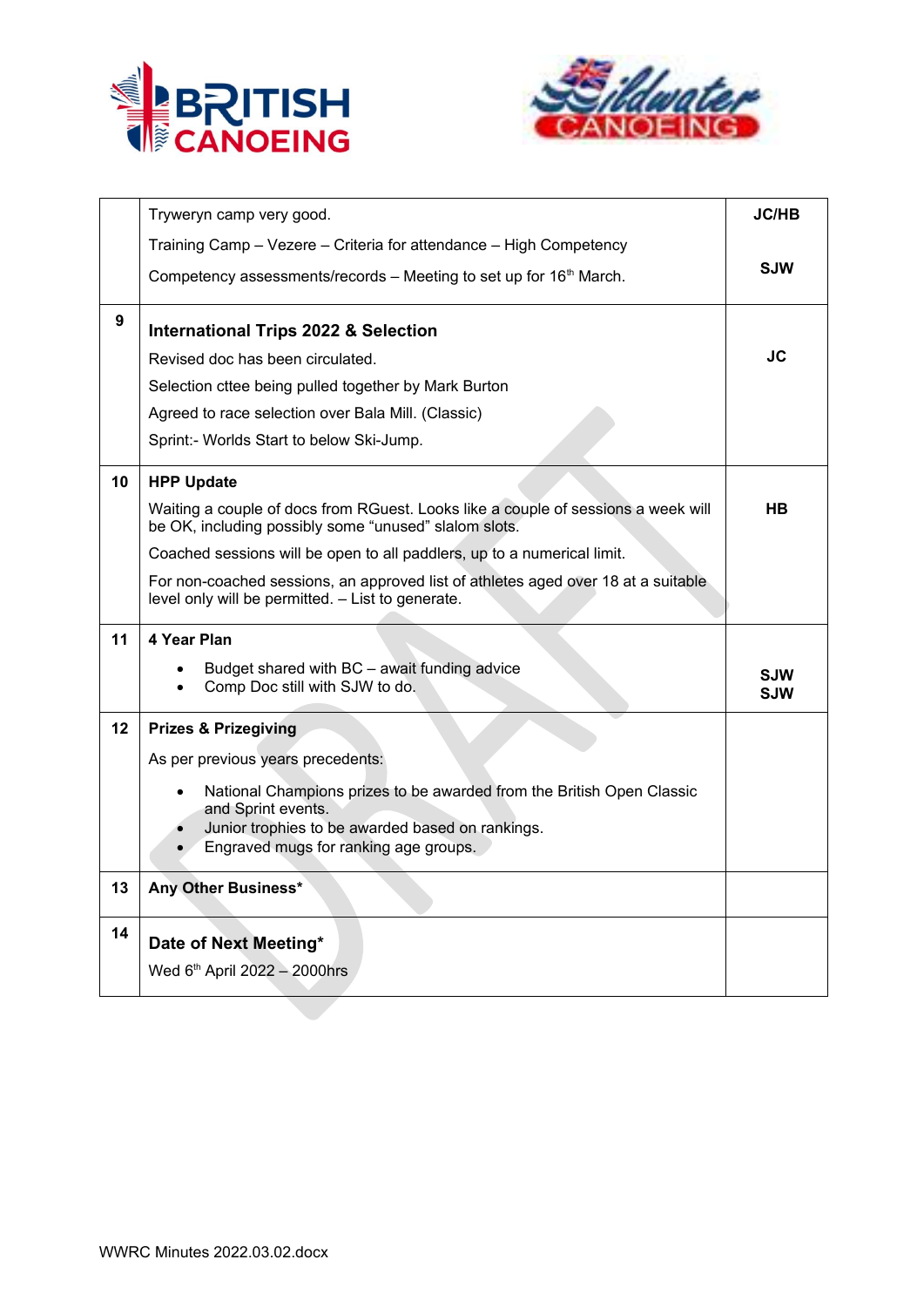| | | |
|---|---|---|
| | Tryweryn camp very good.<br>Training Camp – Vezere – Criteria for attendance – High Competency<br>Competency assessments/records – Meeting to set up for 16th March. | **JC/HB**<br><br>**SJW** |
| **9** | **International Trips 2022 & Selection**<br>Revised doc has been circulated.<br>Selection cttee being pulled together by Mark Burton<br>Agreed to race selection over Bala Mill. (Classic)<br>Sprint:- Worlds Start to below Ski-Jump. | **JC** |
| **10** | **HPP Update**<br>Waiting a couple of docs from RGuest. Looks like a couple of sessions a week will be OK, including possibly some “unused” slalom slots.<br>Coached sessions will be open to all paddlers, up to a numerical limit.<br>For non-coached sessions, an approved list of athletes aged over 18 at a suitable level only will be permitted. – List to generate. | **HB** |
| **11** | **4 Year Plan**<br>• Budget shared with BC – await funding advice<br>• Comp Doc still with SJW to do. | **SJW**<br>**SJW** |
| **12** | **Prizes & Prizegiving**<br>As per previous years precedents:<br>• National Champions prizes to be awarded from the British Open Classic and Sprint events.<br>• Junior trophies to be awarded based on rankings.<br>• Engraved mugs for ranking age groups. | |
| **13** | **Any Other Business*** | |
| **14** | **Date of Next Meeting***<br>Wed 6th April 2022 – 2000hrs | |

WWRC Minutes 2022.03.02.docx